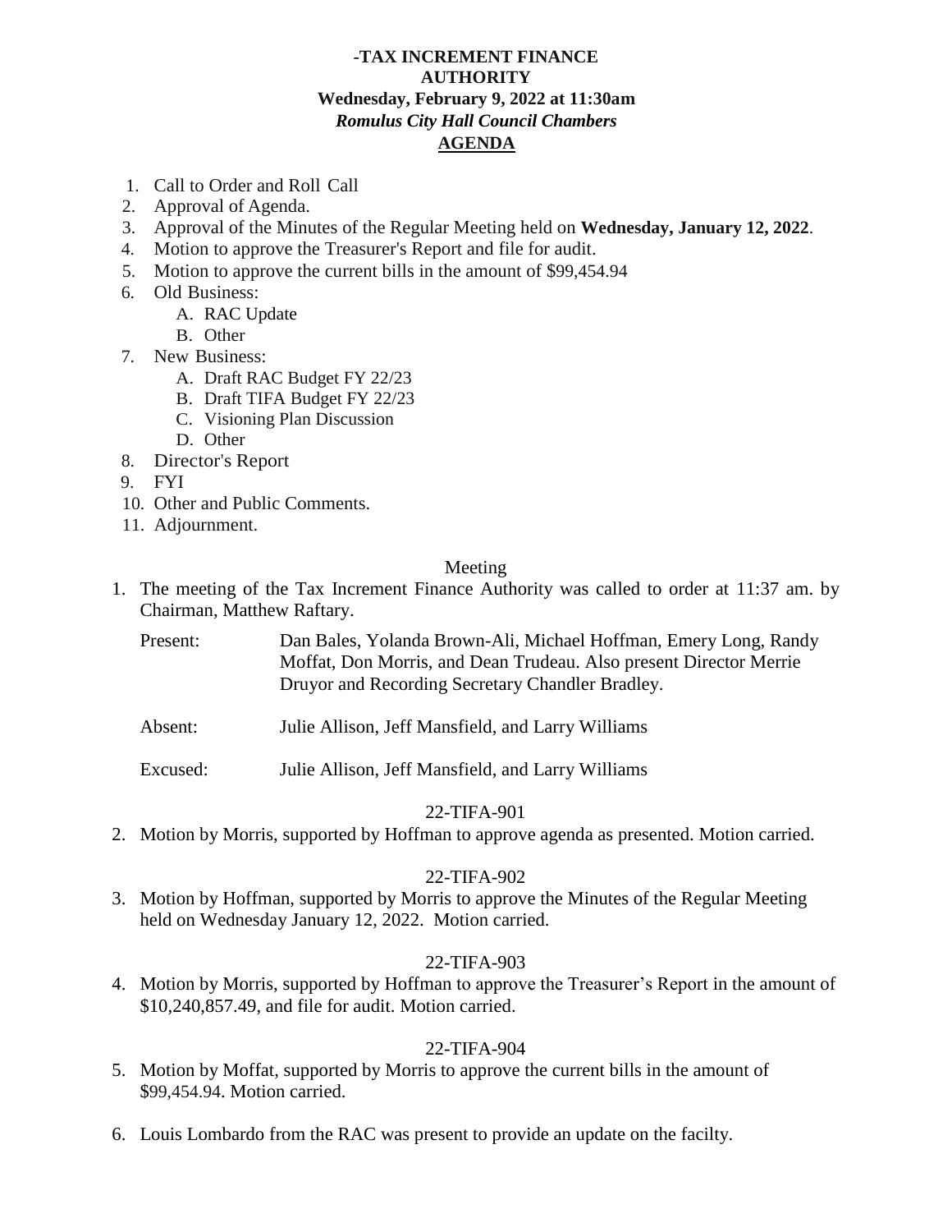**-TAX INCREMENT FINANCE AUTHORITY**
**Wednesday, February 9, 2022 at 11:30am**
***Romulus City Hall Council Chambers***
**AGENDA**

1. Call to Order and Roll Call
2. Approval of Agenda.
3. Approval of the Minutes of the Regular Meeting held on **Wednesday, January 12, 2022**.
4. Motion to approve the Treasurer's Report and file for audit.
5. Motion to approve the current bills in the amount of $99,454.94
6. Old Business:
   - A. RAC Update
   - B. Other
7. New Business:
   - A. Draft RAC Budget FY 22/23
   - B. Draft TIFA Budget FY 22/23
   - C. Visioning Plan Discussion
   - D. Other
8. Director's Report
9. FYI
10. Other and Public Comments.
11. Adjournment.

Meeting

1. The meeting of the Tax Increment Finance Authority was called to order at 11:37 am. by Chairman, Matthew Raftary.

   Present: Dan Bales, Yolanda Brown-Ali, Michael Hoffman, Emery Long, Randy Moffat, Don Morris, and Dean Trudeau. Also present Director Merrie Druyor and Recording Secretary Chandler Bradley.

   Absent: Julie Allison, Jeff Mansfield, and Larry Williams

   Excused: Julie Allison, Jeff Mansfield, and Larry Williams

22-TIFA-901

2. Motion by Morris, supported by Hoffman to approve agenda as presented. Motion carried.

22-TIFA-902

3. Motion by Hoffman, supported by Morris to approve the Minutes of the Regular Meeting held on Wednesday January 12, 2022. Motion carried.

22-TIFA-903

4. Motion by Morris, supported by Hoffman to approve the Treasurer's Report in the amount of $10,240,857.49, and file for audit. Motion carried.

22-TIFA-904

5. Motion by Moffat, supported by Morris to approve the current bills in the amount of $99,454.94. Motion carried.

6. Louis Lombardo from the RAC was present to provide an update on the facilty.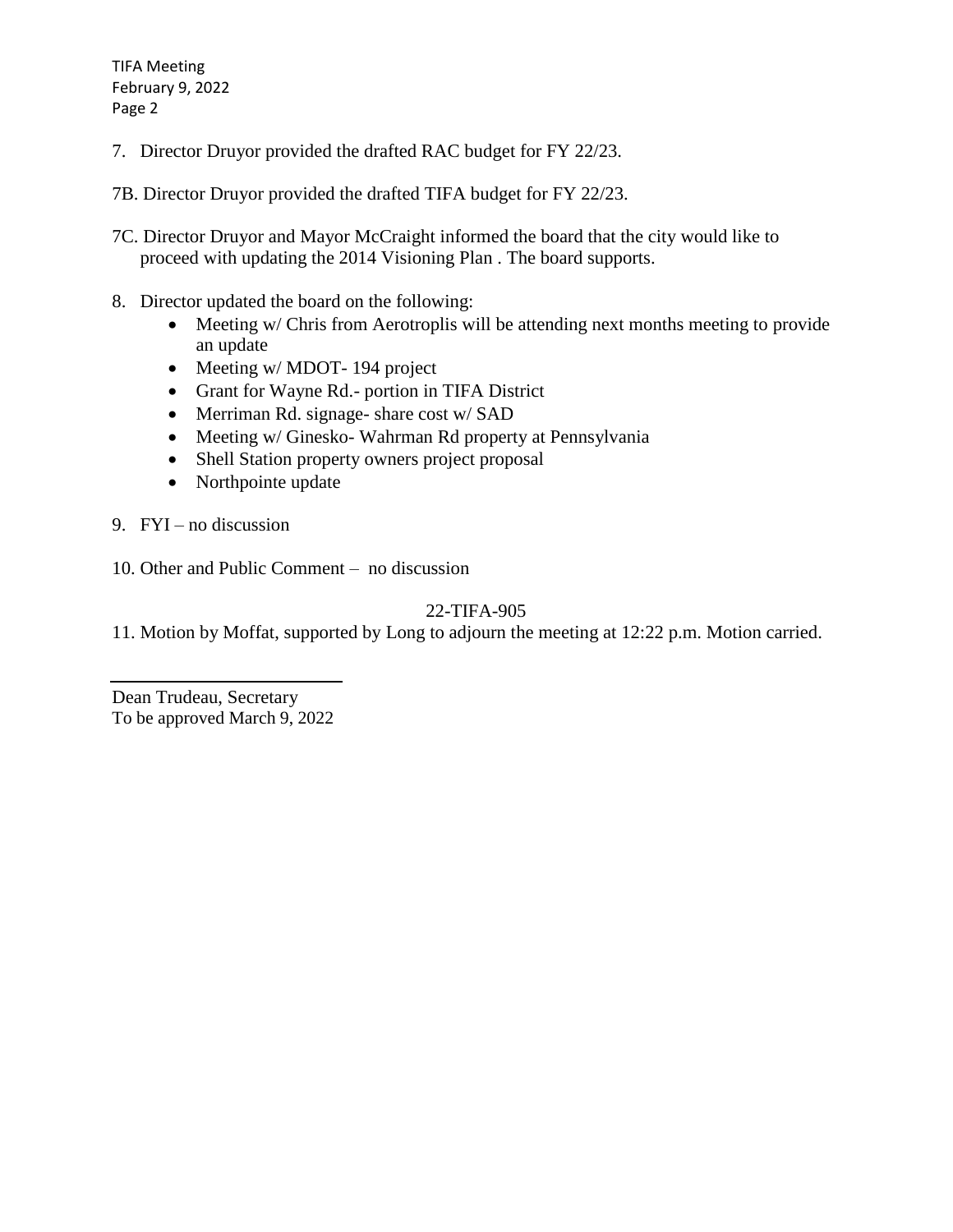7. Director Druyor provided the drafted RAC budget for FY 22/23.

7B. Director Druyor provided the drafted TIFA budget for FY 22/23.

7C. Director Druyor and Mayor McCraight informed the board that the city would like to proceed with updating the 2014 Visioning Plan . The board supports.

8. Director updated the board on the following:
   - Meeting w/ Chris from Aerotroplis will be attending next months meeting to provide an update
   - Meeting w/ MDOT- 194 project
   - Grant for Wayne Rd.- portion in TIFA District
   - Merriman Rd. signage- share cost w/ SAD
   - Meeting w/ Ginesko- Wahrman Rd property at Pennsylvania
   - Shell Station property owners project proposal
   - Northpointe update

9. FYI – no discussion

10. Other and Public Comment – no discussion

22-TIFA-905

11. Motion by Moffat, supported by Long to adjourn the meeting at 12:22 p.m. Motion carried.

______________________

Dean Trudeau, Secretary
To be approved March 9, 2022